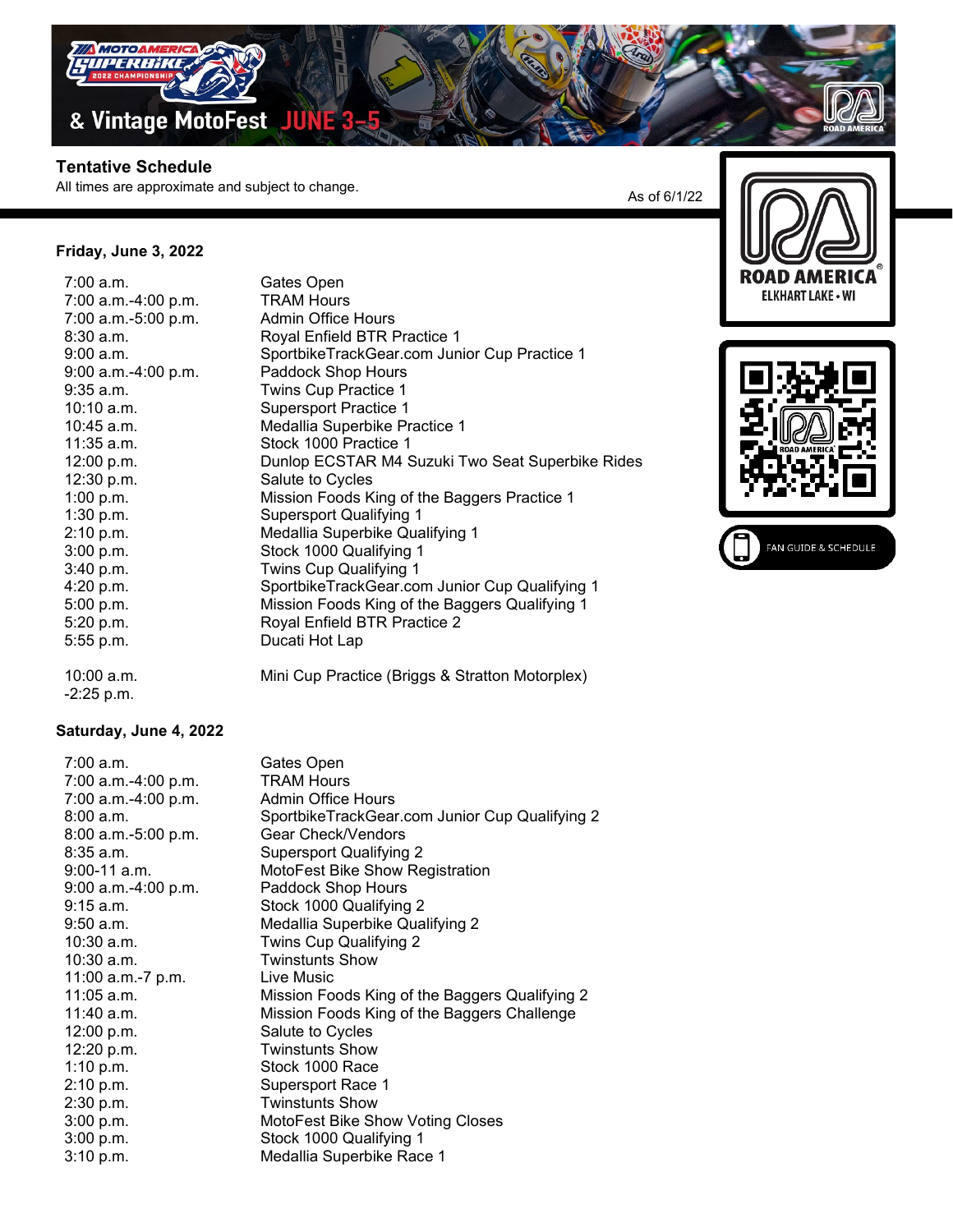MotoAmerica Superbike 2022 Championship & Vintage MotoFest JUNE 3-5

## Tentative Schedule

All times are approximate and subject to change.

As of 6/1/22

ROAD AMERICA
ELKHART LAKE • WI

FAN GUIDE & SCHEDULE

### Friday, June 3, 2022

| Time | Event |
|---|---|
| 7:00 a.m. | Gates Open |
| 7:00 a.m.-4:00 p.m. | TRAM Hours |
| 7:00 a.m.-5:00 p.m. | Admin Office Hours |
| 8:30 a.m. | Royal Enfield BTR Practice 1 |
| 9:00 a.m. | SportbikeTrackGear.com Junior Cup Practice 1 |
| 9:00 a.m.-4:00 p.m. | Paddock Shop Hours |
| 9:35 a.m. | Twins Cup Practice 1 |
| 10:10 a.m. | Supersport Practice 1 |
| 10:45 a.m. | Medallia Superbike Practice 1 |
| 11:35 a.m. | Stock 1000 Practice 1 |
| 12:00 p.m. | Dunlop ECSTAR M4 Suzuki Two Seat Superbike Rides |
| 12:30 p.m. | Salute to Cycles |
| 1:00 p.m. | Mission Foods King of the Baggers Practice 1 |
| 1:30 p.m. | Supersport Qualifying 1 |
| 2:10 p.m. | Medallia Superbike Qualifying 1 |
| 3:00 p.m. | Stock 1000 Qualifying 1 |
| 3:40 p.m. | Twins Cup Qualifying 1 |
| 4:20 p.m. | SportbikeTrackGear.com Junior Cup Qualifying 1 |
| 5:00 p.m. | Mission Foods King of the Baggers Qualifying 1 |
| 5:20 p.m. | Royal Enfield BTR Practice 2 |
| 5:55 p.m. | Ducati Hot Lap |
| 10:00 a.m. -2:25 p.m. | Mini Cup Practice (Briggs & Stratton Motorplex) |

### Saturday, June 4, 2022

| Time | Event |
|---|---|
| 7:00 a.m. | Gates Open |
| 7:00 a.m.-4:00 p.m. | TRAM Hours |
| 7:00 a.m.-4:00 p.m. | Admin Office Hours |
| 8:00 a.m. | SportbikeTrackGear.com Junior Cup Qualifying 2 |
| 8:00 a.m.-5:00 p.m. | Gear Check/Vendors |
| 8:35 a.m. | Supersport Qualifying 2 |
| 9:00-11 a.m. | MotoFest Bike Show Registration |
| 9:00 a.m.-4:00 p.m. | Paddock Shop Hours |
| 9:15 a.m. | Stock 1000 Qualifying 2 |
| 9:50 a.m. | Medallia Superbike Qualifying 2 |
| 10:30 a.m. | Twins Cup Qualifying 2 |
| 10:30 a.m. | Twinstunts Show |
| 11:00 a.m.-7 p.m. | Live Music |
| 11:05 a.m. | Mission Foods King of the Baggers Qualifying 2 |
| 11:40 a.m. | Mission Foods King of the Baggers Challenge |
| 12:00 p.m. | Salute to Cycles |
| 12:20 p.m. | Twinstunts Show |
| 1:10 p.m. | Stock 1000 Race |
| 2:10 p.m. | Supersport Race 1 |
| 2:30 p.m. | Twinstunts Show |
| 3:00 p.m. | MotoFest Bike Show Voting Closes |
| 3:00 p.m. | Stock 1000 Qualifying 1 |
| 3:10 p.m. | Medallia Superbike Race 1 |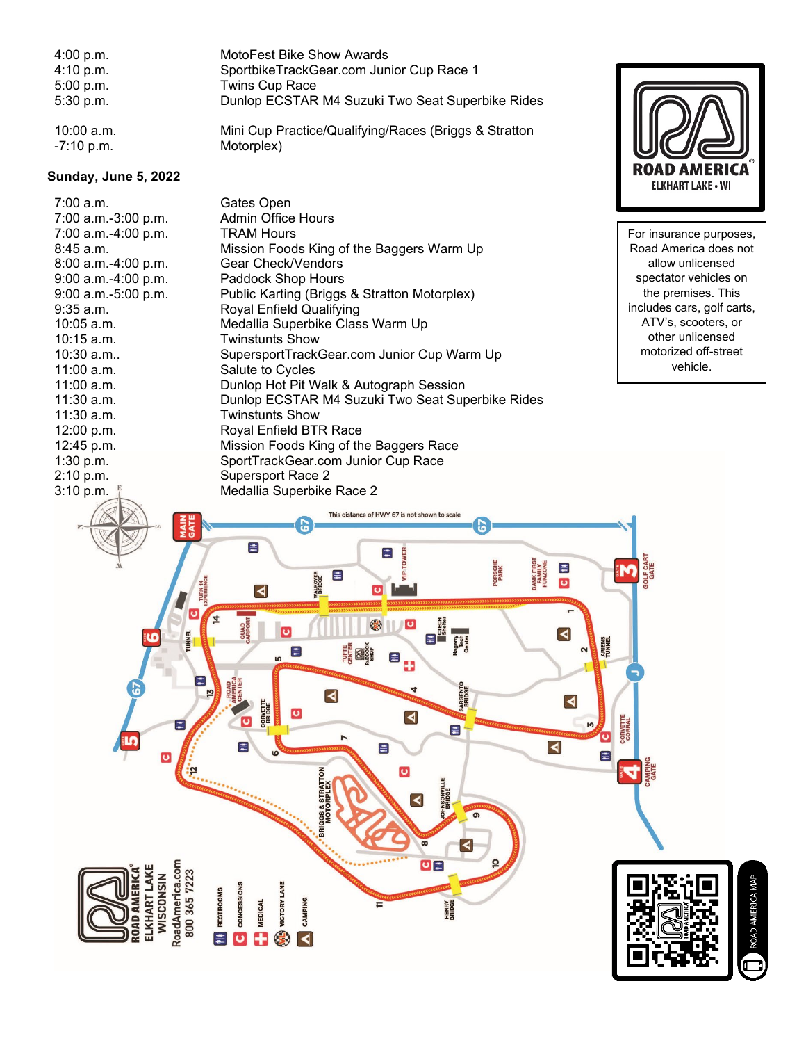| | |
|---|---|
| 4:00 p.m. | MotoFest Bike Show Awards |
| 4:10 p.m. | SportbikeTrackGear.com Junior Cup Race 1 |
| 5:00 p.m. | Twins Cup Race |
| 5:30 p.m. | Dunlop ECSTAR M4 Suzuki Two Seat Superbike Rides |
| 10:00 a.m. -7:10 p.m. | Mini Cup Practice/Qualifying/Races (Briggs & Stratton Motorplex) |

**Sunday, June 5, 2022**

| | |
|---|---|
| 7:00 a.m. | Gates Open |
| 7:00 a.m.-3:00 p.m. | Admin Office Hours |
| 7:00 a.m.-4:00 p.m. | TRAM Hours |
| 8:45 a.m. | Mission Foods King of the Baggers Warm Up |
| 8:00 a.m.-4:00 p.m. | Gear Check/Vendors |
| 9:00 a.m.-4:00 p.m. | Paddock Shop Hours |
| 9:00 a.m.-5:00 p.m. | Public Karting (Briggs & Stratton Motorplex) |
| 9:35 a.m. | Royal Enfield Qualifying |
| 10:05 a.m. | Medallia Superbike Class Warm Up |
| 10:15 a.m. | Twinstunts Show |
| 10:30 a.m.. | SupersportTrackGear.com Junior Cup Warm Up |
| 11:00 a.m. | Salute to Cycles |
| 11:00 a.m. | Dunlop Hot Pit Walk & Autograph Session |
| 11:30 a.m. | Dunlop ECSTAR M4 Suzuki Two Seat Superbike Rides |
| 11:30 a.m. | Twinstunts Show |
| 12:00 p.m. | Royal Enfield BTR Race |
| 12:45 p.m. | Mission Foods King of the Baggers Race |
| 1:30 p.m. | SportTrackGear.com Junior Cup Race |
| 2:10 p.m. | Supersport Race 2 |
| 3:10 p.m. | Medallia Superbike Race 2 |

ROAD AMERICA
ELKHART LAKE • WI

For insurance purposes, Road America does not allow unlicensed spectator vehicles on the premises. This includes cars, golf carts, ATV's, scooters, or other unlicensed motorized off-street vehicle.

This distance of HWY 67 is not shown to scale

MAIN GATE
GATE 3 GOLF CART GATE
GATE 4 CAMPING GATE
GATE 5
GATE 6
67
J
TURN 14 EXPERIENCE
WALKOVER BRIDGE
VIP TOWER
PORSCHE PARK
BANK FIRST FAMILY FUNZONE
QUAD CARPORT
TUNNEL
TECH Shelter
Hagerty Tech Center
TUFTE CENTER
PADDOCK SHOP
ARIENS TUNNEL
ROAD AMERICA CENTER
CORVETTE BRIDGE
SARGENTO BRIDGE
CORVETTE CORRAL
BRIGGS & STRATTON MOTORPLEX
JOHNSONVILLE BRIDGE
HENRY BRIDGE
1 2 3 4 5 6 7 8 9 10 11 12 13 14

ROAD AMERICA
ELKHART LAKE
WISCONSIN
RoadAmerica.com
800 365 7223

RESTROOMS
CONCESSIONS
MEDICAL
VICTORY LANE
CAMPING

ROAD AMERICA MAP